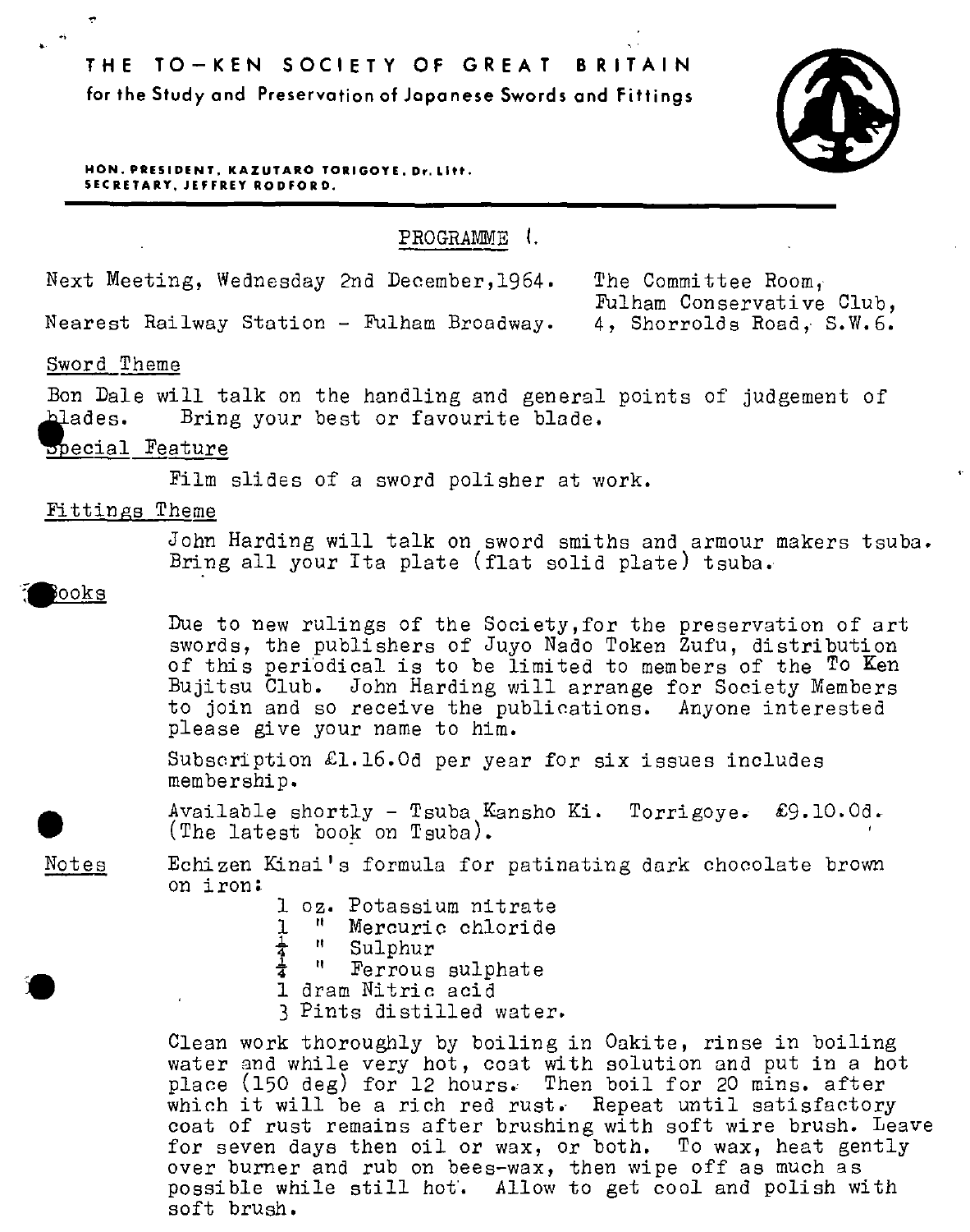# THE TO-KEN SOCIETY OF GREAT BRITAIN

**for the Study and Preservation of Japanese Swords and Fittings**

**HON. PRESIDENT, KAZUTARO TORIGOYE, Dr. Litt.**
**SECRETARY, JEFFREY RODFORD.**

## PROGRAMME 1.

Next Meeting, Wednesday 2nd December, 1964. The Committee Room, Fulham Conservative Club, 4, Shorrolds Road, S.W.6.

Nearest Railway Station - Fulham Broadway.

### Sword Theme

Bon Dale will talk on the handling and general points of judgement of blades. Bring your best or favourite blade.

### Special Feature

Film slides of a sword polisher at work.

### Fittings Theme

John Harding will talk on sword smiths and armour makers tsuba. Bring all your Ita plate (flat solid plate) tsuba.

### Books

Due to new rulings of the Society, for the preservation of art swords, the publishers of Juyo Nado Token Zufu, distribution of this periodical is to be limited to members of the To Ken Bujitsu Club. John Harding will arrange for Society Members to join and so receive the publications. Anyone interested please give your name to him.

Subscription £1.16.0d per year for six issues includes membership.

Available shortly - Tsuba Kansho Ki. Torrigoye. £9.10.0d. (The latest book on Tsuba).

### Notes

Echizen Kinai's formula for patinating dark chocolate brown on iron:

- 1 oz. Potassium nitrate
- 1 " Mercuric chloride
- ¼ " Sulphur
- ¼ " Ferrous sulphate
- 1 dram Nitric acid
- 3 Pints distilled water.

Clean work thoroughly by boiling in Oakite, rinse in boiling water and while very hot, coat with solution and put in a hot place (150 deg) for 12 hours. Then boil for 20 mins. after which it will be a rich red rust. Repeat until satisfactory coat of rust remains after brushing with soft wire brush. Leave for seven days then oil or wax, or both. To wax, heat gently over burner and rub on bees-wax, then wipe off as much as possible while still hot. Allow to get cool and polish with soft brush.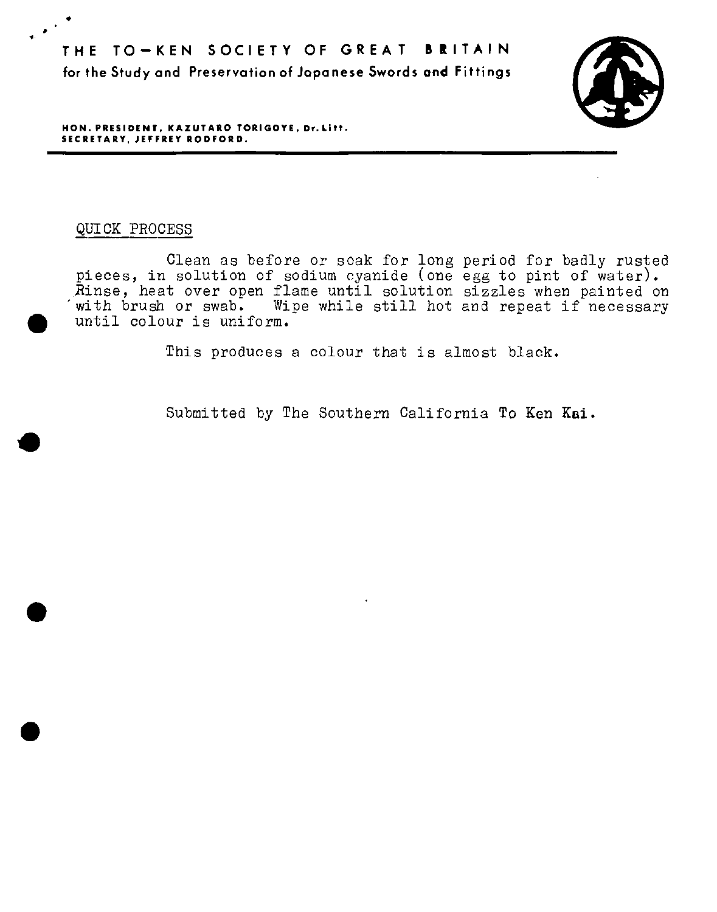# THE TO-KEN SOCIETY OF GREAT BRITAIN

**for the Study and Preservation of Japanese Swords and Fittings**

**HON. PRESIDENT, KAZUTARO TORIGOYE, Dr. Litt.**
**SECRETARY, JEFFREY RODFORD.**

QUICK PROCESS

Clean as before or soak for long period for badly rusted pieces, in solution of sodium cyanide (one egg to pint of water). Rinse, heat over open flame until solution sizzles when painted on with brush or swab. Wipe while still hot and repeat if necessary until colour is uniform.

This produces a colour that is almost black.

Submitted by The Southern California To Ken Kai.